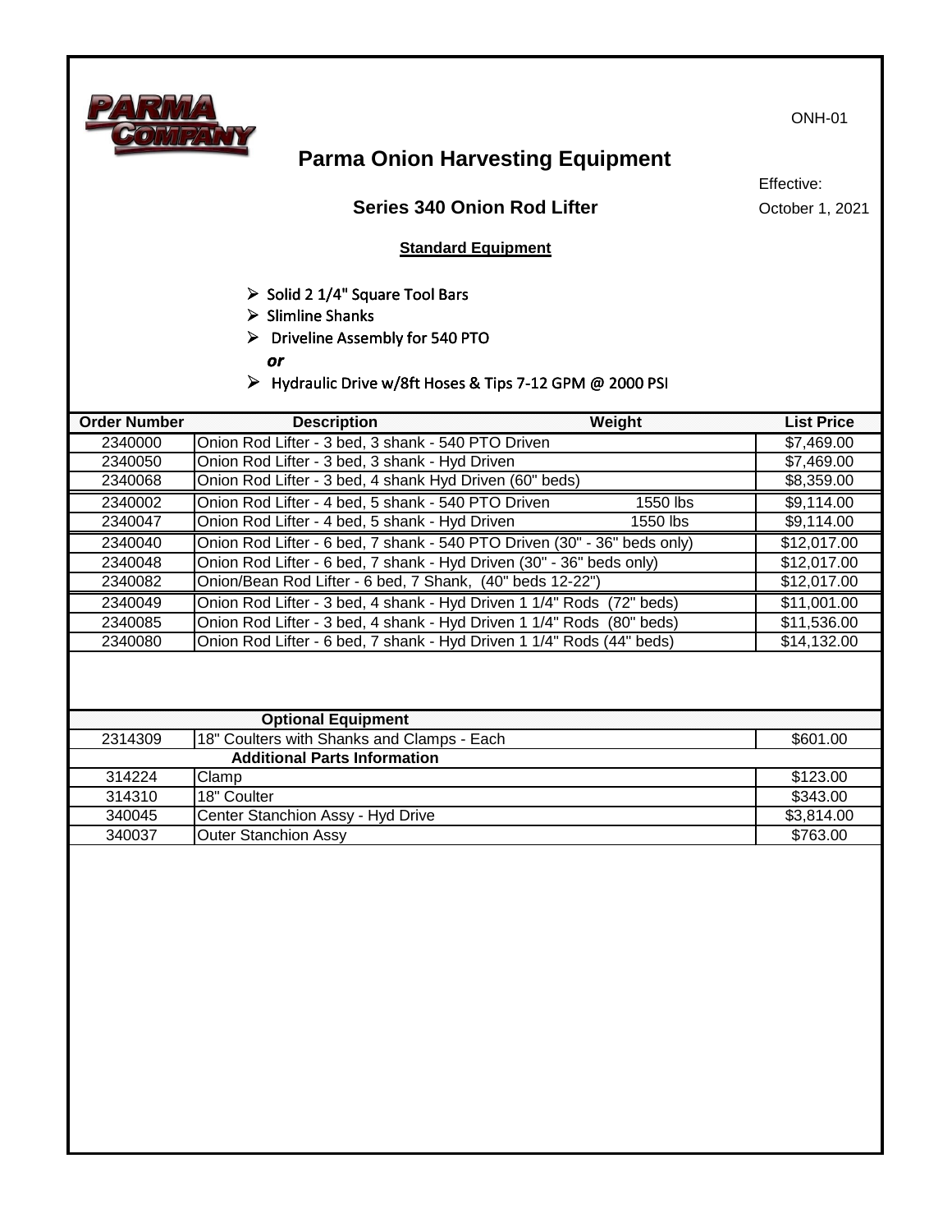ONH-01

# Parma Onion Harvesting Equipment

Effective:
October 1, 2021

## Series 340 Onion Rod Lifter

**Standard Equipment**

- Solid 2 1/4" Square Tool Bars
- Slimline Shanks
- Driveline Assembly for 540 PTO

  ***or***

- Hydraulic Drive w/8ft Hoses & Tips 7-12 GPM @ 2000 PSI

| Order Number | Description | Weight | List Price |
|---|---|---|---|
| 2340000 | Onion Rod Lifter - 3 bed, 3 shank - 540 PTO Driven | | $7,469.00 |
| 2340050 | Onion Rod Lifter - 3 bed, 3 shank - Hyd Driven | | $7,469.00 |
| 2340068 | Onion Rod Lifter - 3 bed, 4 shank Hyd Driven (60" beds) | | $8,359.00 |
| 2340002 | Onion Rod Lifter - 4 bed, 5 shank - 540 PTO Driven | 1550 lbs | $9,114.00 |
| 2340047 | Onion Rod Lifter - 4 bed, 5 shank - Hyd Driven | 1550 lbs | $9,114.00 |
| 2340040 | Onion Rod Lifter - 6 bed, 7 shank - 540 PTO Driven (30" - 36" beds only) | | $12,017.00 |
| 2340048 | Onion Rod Lifter - 6 bed, 7 shank - Hyd Driven (30" - 36" beds only) | | $12,017.00 |
| 2340082 | Onion/Bean Rod Lifter - 6 bed, 7 Shank, (40" beds 12-22") | | $12,017.00 |
| 2340049 | Onion Rod Lifter - 3 bed, 4 shank - Hyd Driven 1 1/4" Rods (72" beds) | | $11,001.00 |
| 2340085 | Onion Rod Lifter - 3 bed, 4 shank - Hyd Driven 1 1/4" Rods (80" beds) | | $11,536.00 |
| 2340080 | Onion Rod Lifter - 6 bed, 7 shank - Hyd Driven 1 1/4" Rods (44" beds) | | $14,132.00 |

| Optional Equipment | | |
|---|---|---|
| 2314309 | 18" Coulters with Shanks and Clamps - Each | $601.00 |
| **Additional Parts Information** | | |
| 314224 | Clamp | $123.00 |
| 314310 | 18" Coulter | $343.00 |
| 340045 | Center Stanchion Assy - Hyd Drive | $3,814.00 |
| 340037 | Outer Stanchion Assy | $763.00 |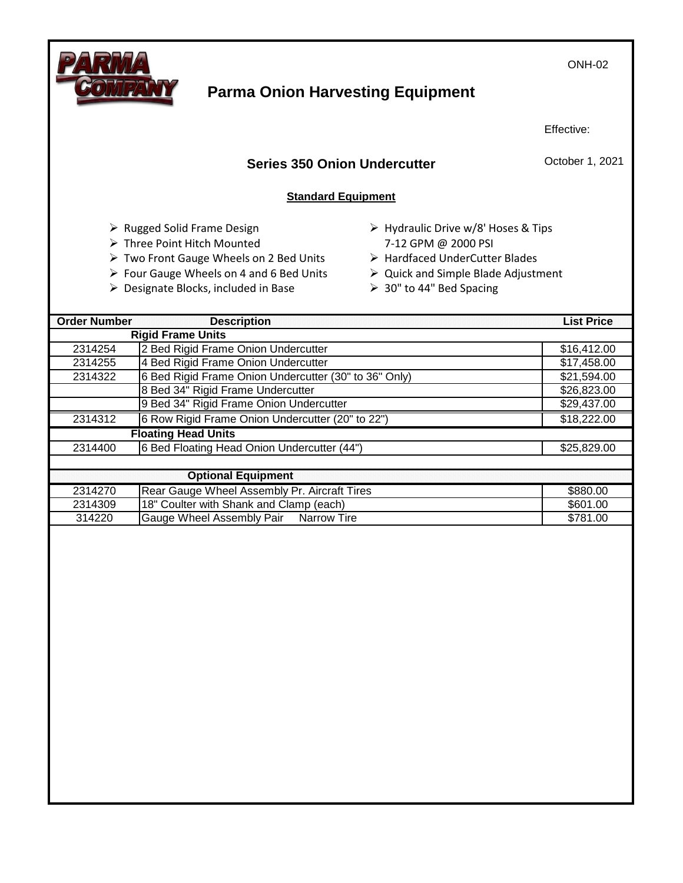ONH-02

# Parma Onion Harvesting Equipment

Effective: October 1, 2021

## Series 350 Onion Undercutter

### Standard Equipment

- Rugged Solid Frame Design
- Three Point Hitch Mounted
- Two Front Gauge Wheels on 2 Bed Units
- Four Gauge Wheels on 4 and 6 Bed Units
- Designate Blocks, included in Base
- Hydraulic Drive w/8' Hoses & Tips 7-12 GPM @ 2000 PSI
- Hardfaced UnderCutter Blades
- Quick and Simple Blade Adjustment
- 30" to 44" Bed Spacing

| Order Number | Description | List Price |
|---|---|---|
| | **Rigid Frame Units** | |
| 2314254 | 2 Bed Rigid Frame Onion Undercutter | $16,412.00 |
| 2314255 | 4 Bed Rigid Frame Onion Undercutter | $17,458.00 |
| 2314322 | 6 Bed Rigid Frame Onion Undercutter (30" to 36" Only) | $21,594.00 |
| | 8 Bed 34" Rigid Frame Undercutter | $26,823.00 |
| | 9 Bed 34" Rigid Frame Onion Undercutter | $29,437.00 |
| 2314312 | 6 Row Rigid Frame Onion Undercutter (20" to 22") | $18,222.00 |
| | **Floating Head Units** | |
| 2314400 | 6 Bed Floating Head Onion Undercutter (44") | $25,829.00 |
| | **Optional Equipment** | |
| 2314270 | Rear Gauge Wheel Assembly Pr. Aircraft Tires | $880.00 |
| 2314309 | 18" Coulter with Shank and Clamp (each) | $601.00 |
| 314220 | Gauge Wheel Assembly Pair Narrow Tire | $781.00 |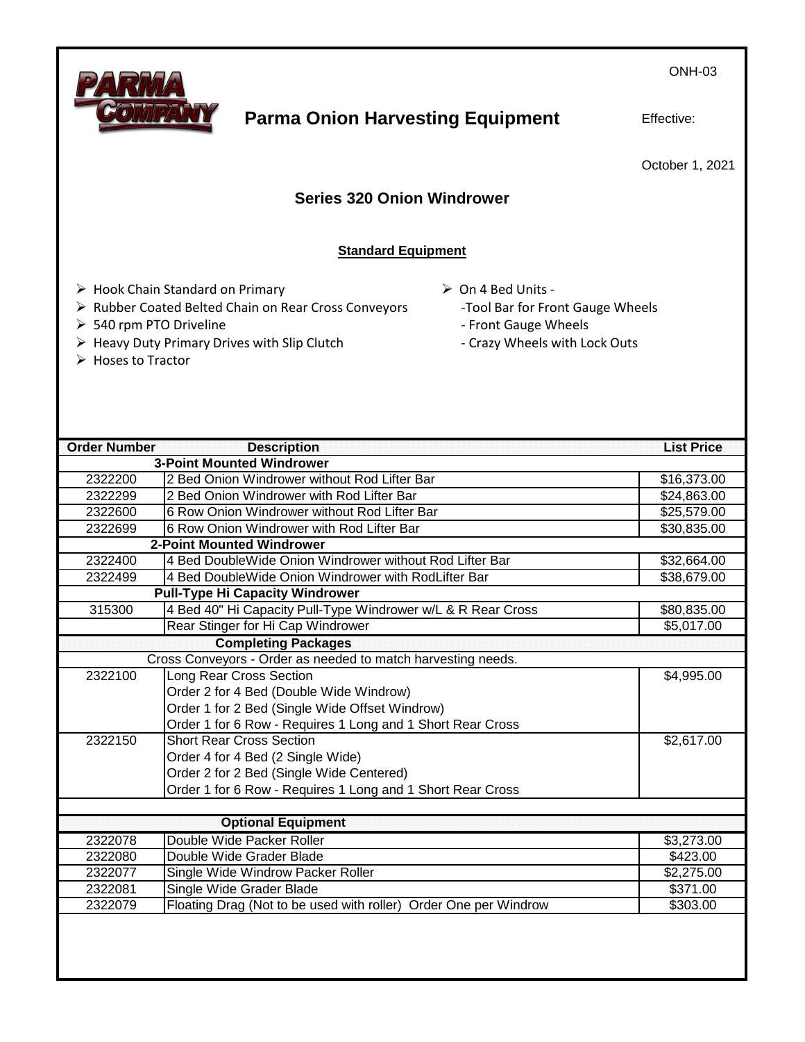ONH-03

# Parma Onion Harvesting Equipment

Effective:

October 1, 2021

## Series 320 Onion Windrower

### Standard Equipment

- Hook Chain Standard on Primary
- Rubber Coated Belted Chain on Rear Cross Conveyors
- 540 rpm PTO Driveline
- Heavy Duty Primary Drives with Slip Clutch
- Hoses to Tractor
- On 4 Bed Units -
  - -Tool Bar for Front Gauge Wheels
  - - Front Gauge Wheels
  - - Crazy Wheels with Lock Outs

| Order Number | Description | List Price |
|---|---|---|
| | **3-Point Mounted Windrower** | |
| 2322200 | 2 Bed Onion Windrower without Rod Lifter Bar | $16,373.00 |
| 2322299 | 2 Bed Onion Windrower with Rod Lifter Bar | $24,863.00 |
| 2322600 | 6 Row Onion Windrower without Rod Lifter Bar | $25,579.00 |
| 2322699 | 6 Row Onion Windrower with Rod Lifter Bar | $30,835.00 |
| | **2-Point Mounted Windrower** | |
| 2322400 | 4 Bed DoubleWide Onion Windrower without Rod Lifter Bar | $32,664.00 |
| 2322499 | 4 Bed DoubleWide Onion Windrower with RodLifter Bar | $38,679.00 |
| | **Pull-Type Hi Capacity Windrower** | |
| 315300 | 4 Bed 40" Hi Capacity Pull-Type Windrower w/L & R Rear Cross | $80,835.00 |
| | Rear Stinger for Hi Cap Windrower | $5,017.00 |
| | **Completing Packages** | |
| | Cross Conveyors - Order as needed to match harvesting needs. | |
| 2322100 | Long Rear Cross Section<br>Order 2 for 4 Bed (Double Wide Windrow)<br>Order 1 for 2 Bed (Single Wide Offset Windrow)<br>Order 1 for 6 Row - Requires 1 Long and 1 Short Rear Cross | $4,995.00 |
| 2322150 | Short Rear Cross Section<br>Order 4 for 4 Bed (2 Single Wide)<br>Order 2 for 2 Bed (Single Wide Centered)<br>Order 1 for 6 Row - Requires 1 Long and 1 Short Rear Cross | $2,617.00 |
| | **Optional Equipment** | |
| 2322078 | Double Wide Packer Roller | $3,273.00 |
| 2322080 | Double Wide Grader Blade | $423.00 |
| 2322077 | Single Wide Windrow Packer Roller | $2,275.00 |
| 2322081 | Single Wide Grader Blade | $371.00 |
| 2322079 | Floating Drag (Not to be used with roller) Order One per Windrow | $303.00 |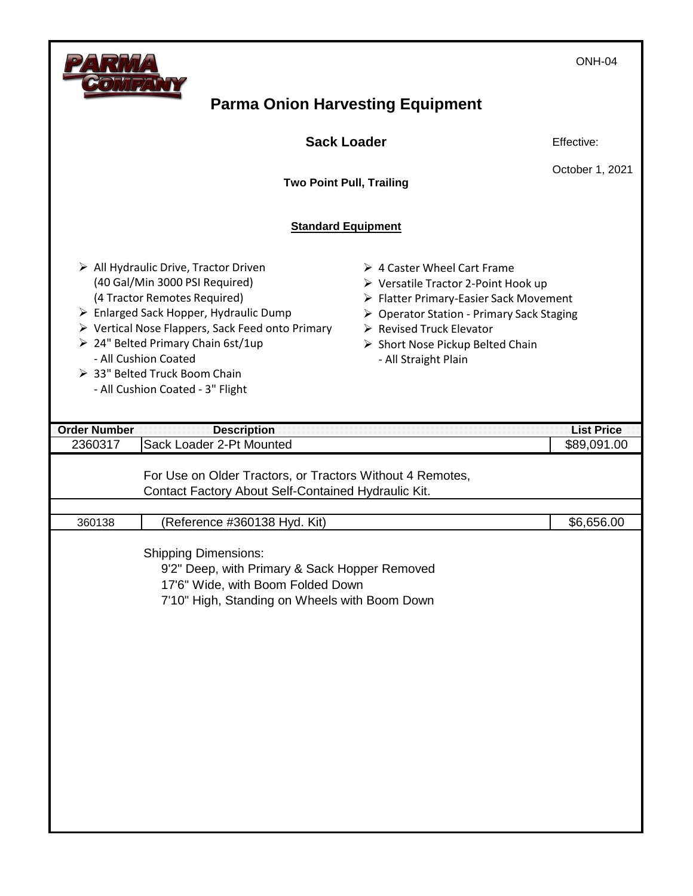PARMA COMPANY

ONH-04

# Parma Onion Harvesting Equipment

## Sack Loader

Effective:

October 1, 2021

**Two Point Pull, Trailing**

**Standard Equipment**

- All Hydraulic Drive, Tractor Driven
  (40 Gal/Min 3000 PSI Required)
  (4 Tractor Remotes Required)
- Enlarged Sack Hopper, Hydraulic Dump
- Vertical Nose Flappers, Sack Feed onto Primary
- 24" Belted Primary Chain 6st/1up
  - All Cushion Coated
- 33" Belted Truck Boom Chain
  - All Cushion Coated - 3" Flight
- 4 Caster Wheel Cart Frame
- Versatile Tractor 2-Point Hook up
- Flatter Primary-Easier Sack Movement
- Operator Station - Primary Sack Staging
- Revised Truck Elevator
- Short Nose Pickup Belted Chain
  - All Straight Plain

| Order Number | Description | List Price |
|---|---|---|
| 2360317 | Sack Loader 2-Pt Mounted | $89,091.00 |
| | For Use on Older Tractors, or Tractors Without 4 Remotes, Contact Factory About Self-Contained Hydraulic Kit. | |
| 360138 | (Reference #360138 Hyd. Kit) | $6,656.00 |

Shipping Dimensions:
- 9'2" Deep, with Primary & Sack Hopper Removed
- 17'6" Wide, with Boom Folded Down
- 7'10" High, Standing on Wheels with Boom Down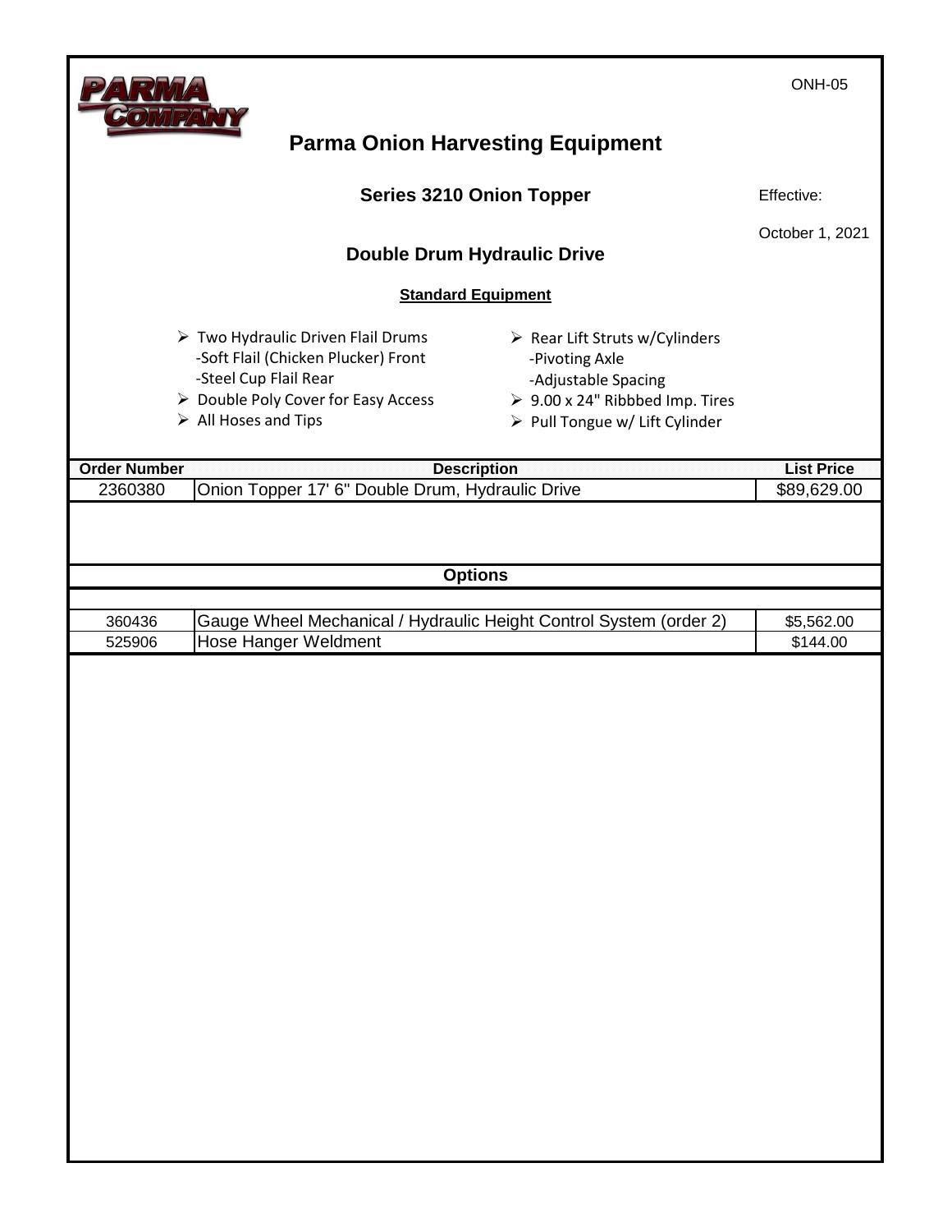**PARMA COMPANY**

ONH-05

# Parma Onion Harvesting Equipment

## Series 3210 Onion Topper

Effective:

October 1, 2021

## Double Drum Hydraulic Drive

**Standard Equipment**

- Two Hydraulic Driven Flail Drums
  - -Soft Flail (Chicken Plucker) Front
  - -Steel Cup Flail Rear
- Double Poly Cover for Easy Access
- All Hoses and Tips
- Rear Lift Struts w/Cylinders
  - -Pivoting Axle
  - -Adjustable Spacing
- 9.00 x 24" Ribbbed Imp. Tires
- Pull Tongue w/ Lift Cylinder

| Order Number | Description | List Price |
|---|---|---|
| 2360380 | Onion Topper 17' 6" Double Drum, Hydraulic Drive | $89,629.00 |
| | **Options** | |
| 360436 | Gauge Wheel Mechanical / Hydraulic Height Control System (order 2) | $5,562.00 |
| 525906 | Hose Hanger Weldment | $144.00 |